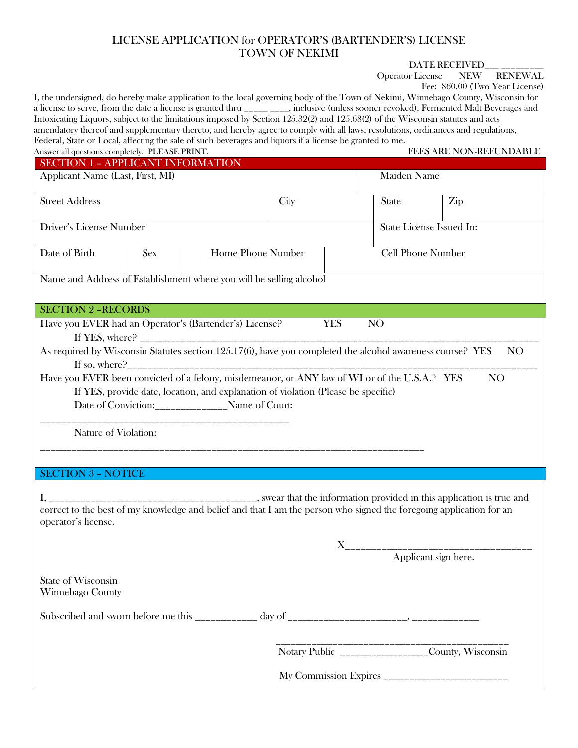# LICENSE APPLICATION for OPERATOR'S (BARTENDER'S) LICENSE
## TOWN OF NEKIMI

DATE RECEIVED___ _________

Operator License NEW RENEWAL

Fee: $60.00 (Two Year License)

I, the undersigned, do hereby make application to the local governing body of the Town of Nekimi, Winnebago County, Wisconsin for a license to serve, from the date a license is granted thru _____ ____, inclusive (unless sooner revoked), Fermented Malt Beverages and Intoxicating Liquors, subject to the limitations imposed by Section 125.32(2) and 125.68(2) of the Wisconsin statutes and acts amendatory thereof and supplementary thereto, and hereby agree to comply with all laws, resolutions, ordinances and regulations, Federal, State or Local, affecting the sale of such beverages and liquors if a license be granted to me.

Answer all questions completely. PLEASE PRINT. FEES ARE NON-REFUNDABLE

## SECTION 1 – APPLICANT INFORMATION

| Applicant Name (Last, First, MI) | | | | Maiden Name | |
|---|---|---|---|---|---|
| Street Address | | | City | State | Zip |
| Driver's License Number | | | | State License Issued In: | |
| Date of Birth | Sex | Home Phone Number | | Cell Phone Number | |
| Name and Address of Establishment where you will be selling alcohol | | | | | |

## SECTION 2 –RECORDS

Have you EVER had an Operator's (Bartender's) License? YES NO

If YES, where? ________________________________________________________________________________

As required by Wisconsin Statutes section 125.17(6), have you completed the alcohol awareness course? YES NO

If so, where?________________________________________________________________________________

Have you EVER been convicted of a felony, misdemeanor, or ANY law of WI or of the U.S.A.? YES NO

If YES, provide date, location, and explanation of violation (Please be specific)

Date of Conviction:_____________Name of Court:

_______________________________________________

Nature of Violation:

__________________________________________________________________________

## SECTION 3 – NOTICE

I, _______________________________________, swear that the information provided in this application is true and correct to the best of my knowledge and belief and that I am the person who signed the foregoing application for an operator's license.

X___________________________________

Applicant sign here.

State of Wisconsin
Winnebago County

Subscribed and sworn before me this ___________ day of ______________________, ____________

_____________________________________________

Notary Public ________________County, Wisconsin

My Commission Expires _______________________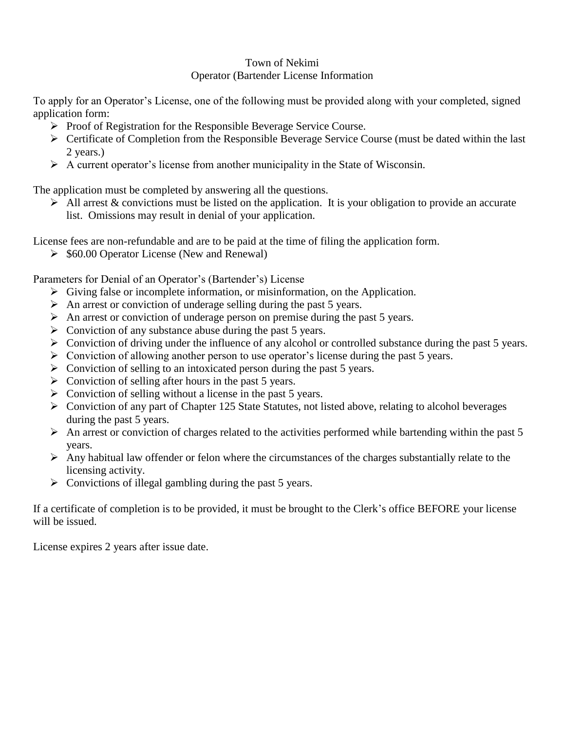# Town of Nekimi
## Operator (Bartender License Information

To apply for an Operator's License, one of the following must be provided along with your completed, signed application form:

- Proof of Registration for the Responsible Beverage Service Course.
- Certificate of Completion from the Responsible Beverage Service Course (must be dated within the last 2 years.)
- A current operator's license from another municipality in the State of Wisconsin.

The application must be completed by answering all the questions.

- All arrest & convictions must be listed on the application. It is your obligation to provide an accurate list. Omissions may result in denial of your application.

License fees are non-refundable and are to be paid at the time of filing the application form.

- $60.00 Operator License (New and Renewal)

Parameters for Denial of an Operator's (Bartender's) License

- Giving false or incomplete information, or misinformation, on the Application.
- An arrest or conviction of underage selling during the past 5 years.
- An arrest or conviction of underage person on premise during the past 5 years.
- Conviction of any substance abuse during the past 5 years.
- Conviction of driving under the influence of any alcohol or controlled substance during the past 5 years.
- Conviction of allowing another person to use operator's license during the past 5 years.
- Conviction of selling to an intoxicated person during the past 5 years.
- Conviction of selling after hours in the past 5 years.
- Conviction of selling without a license in the past 5 years.
- Conviction of any part of Chapter 125 State Statutes, not listed above, relating to alcohol beverages during the past 5 years.
- An arrest or conviction of charges related to the activities performed while bartending within the past 5 years.
- Any habitual law offender or felon where the circumstances of the charges substantially relate to the licensing activity.
- Convictions of illegal gambling during the past 5 years.

If a certificate of completion is to be provided, it must be brought to the Clerk's office BEFORE your license will be issued.

License expires 2 years after issue date.